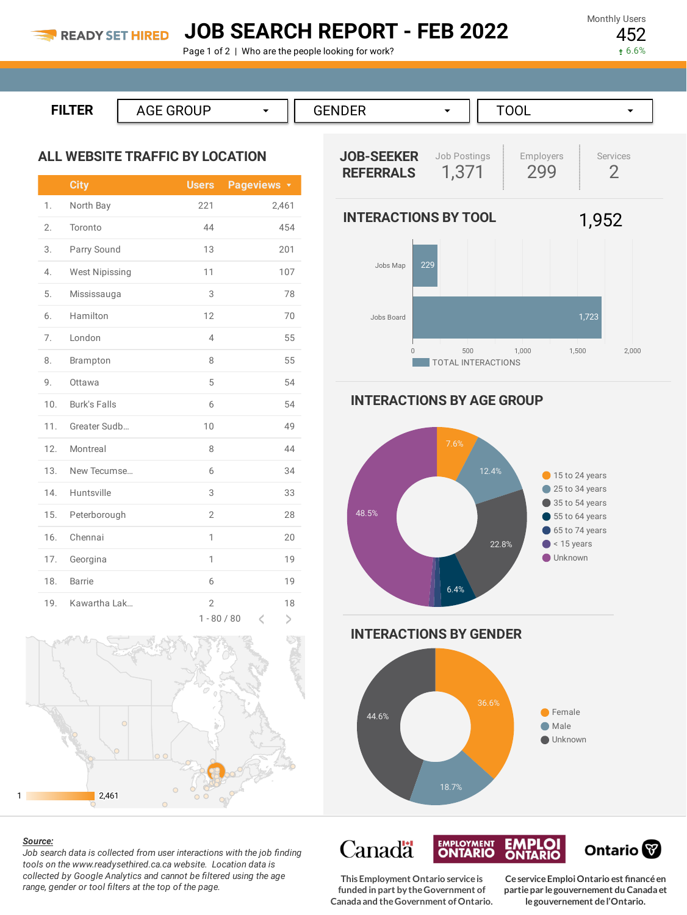READY SET HIRED

# JOB SEARCH REPORT - FEB 2022

Who are the people looking for work?

Monthly Users
452
6.6%

FILTER: AGE GROUP | GENDER | TOOL

## ALL WEBSITE TRAFFIC BY LOCATION

| | City | Users | Pageviews |
|---|---|---|---|
| 1. | North Bay | 221 | 2,461 |
| 2. | Toronto | 44 | 454 |
| 3. | Parry Sound | 13 | 201 |
| 4. | West Nipissing | 11 | 107 |
| 5. | Mississauga | 3 | 78 |
| 6. | Hamilton | 12 | 70 |
| 7. | London | 4 | 55 |
| 8. | Brampton | 8 | 55 |
| 9. | Ottawa | 5 | 54 |
| 10. | Burk's Falls | 6 | 54 |
| 11. | Greater Sudb… | 10 | 49 |
| 12. | Montreal | 8 | 44 |
| 13. | New Tecumse… | 6 | 34 |
| 14. | Huntsville | 3 | 33 |
| 15. | Peterborough | 2 | 28 |
| 16. | Chennai | 1 | 20 |
| 17. | Georgina | 1 | 19 |
| 18. | Barrie | 6 | 19 |
| 19. | Kawartha Lak… | 2 | 18 |

1 - 80 / 80

1 — 2,461

## JOB-SEEKER REFERRALS

| Job Postings | Employers | Services |
|---|---|---|
| 1,371 | 299 | 2 |

## INTERACTIONS BY TOOL

1,952

| Tool | Total Interactions |
|---|---|
| Jobs Map | 229 |
| Jobs Board | 1,723 |

## INTERACTIONS BY AGE GROUP

| Age Group | Share |
|---|---|
| 15 to 24 years | 7.6% |
| 25 to 34 years | 12.4% |
| 35 to 54 years | 22.8% |
| 55 to 64 years | 6.4% |
| 65 to 74 years | |
| < 15 years | |
| Unknown | 48.5% |

## INTERACTIONS BY GENDER

| Gender | Share |
|---|---|
| Female | 36.6% |
| Male | 18.7% |
| Unknown | 44.6% |

**Source:**
*Job search data is collected from user interactions with the job finding tools on the www.readysethired.ca.ca website. Location data is collected by Google Analytics and cannot be filtered using the age range, gender or tool filters at the top of the page.*

Canada | Employment Ontario / Emploi Ontario | Ontario

This Employment Ontario service is funded in part by the Government of Canada and the Government of Ontario.

Ce service Emploi Ontario est financé en partie par le gouvernement du Canada et le gouvernement de l'Ontario.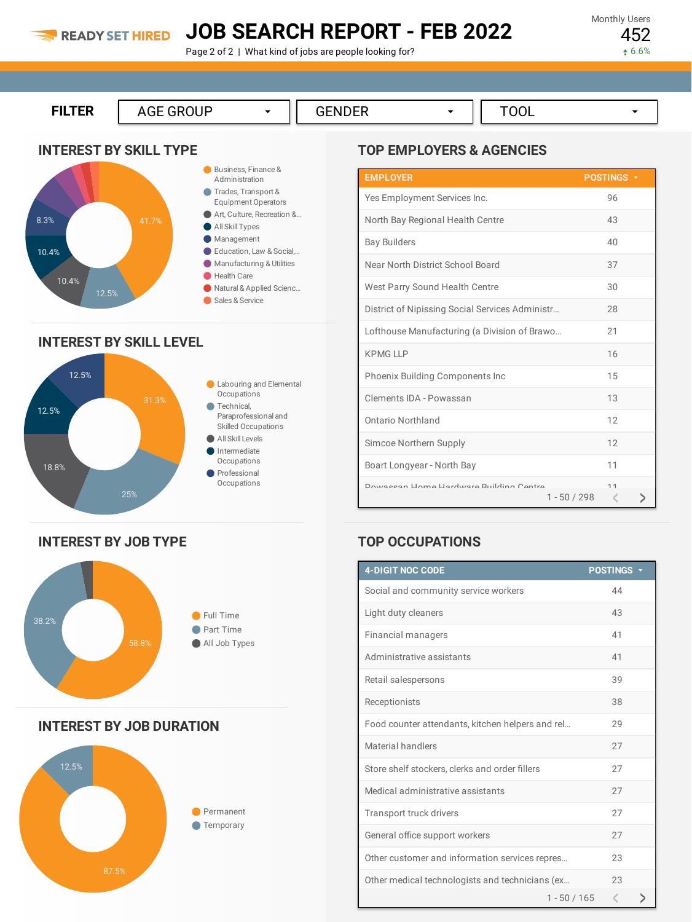READY SET HIRED

# JOB SEARCH REPORT - FEB 2022

What kind of jobs are people looking for?

Monthly Users
452
↑ 6.6%

FILTER: AGE GROUP | GENDER | TOOL

## INTEREST BY SKILL TYPE

41.7%
12.5%
10.4%
10.4%
8.3%

- Business, Finance & Administration
- Trades, Transport & Equipment Operators
- Art, Culture, Recreation &...
- All Skill Types
- Management
- Education, Law & Social,...
- Manufacturing & Utilities
- Health Care
- Natural & Applied Scienc...
- Sales & Service

## INTEREST BY SKILL LEVEL

31.3%
25%
18.8%
12.5%
12.5%

- Labouring and Elemental Occupations
- Technical, Paraprofessional and Skilled Occupations
- All Skill Levels
- Intermediate Occupations
- Professional Occupations

## INTEREST BY JOB TYPE

58.8%
38.2%

- Full Time
- Part Time
- All Job Types

## INTEREST BY JOB DURATION

87.5%
12.5%

- Permanent
- Temporary

## TOP EMPLOYERS & AGENCIES

| EMPLOYER | POSTINGS |
|---|---|
| Yes Employment Services Inc. | 96 |
| North Bay Regional Health Centre | 43 |
| Bay Builders | 40 |
| Near North District School Board | 37 |
| West Parry Sound Health Centre | 30 |
| District of Nipissing Social Services Administr... | 28 |
| Lofthouse Manufacturing (a Division of Brawo... | 21 |
| KPMG LLP | 16 |
| Phoenix Building Components Inc | 15 |
| Clements IDA - Powassan | 13 |
| Ontario Northland | 12 |
| Simcoe Northern Supply | 12 |
| Boart Longyear - North Bay | 11 |
| Powassan Home Hardware Building Centre | 11 |

1 - 50 / 298

## TOP OCCUPATIONS

| 4-DIGIT NOC CODE | POSTINGS |
|---|---|
| Social and community service workers | 44 |
| Light duty cleaners | 43 |
| Financial managers | 41 |
| Administrative assistants | 41 |
| Retail salespersons | 39 |
| Receptionists | 38 |
| Food counter attendants, kitchen helpers and rel... | 29 |
| Material handlers | 27 |
| Store shelf stockers, clerks and order fillers | 27 |
| Medical administrative assistants | 27 |
| Transport truck drivers | 27 |
| General office support workers | 27 |
| Other customer and information services repres... | 23 |
| Other medical technologists and technicians (ex... | 23 |

1 - 50 / 165